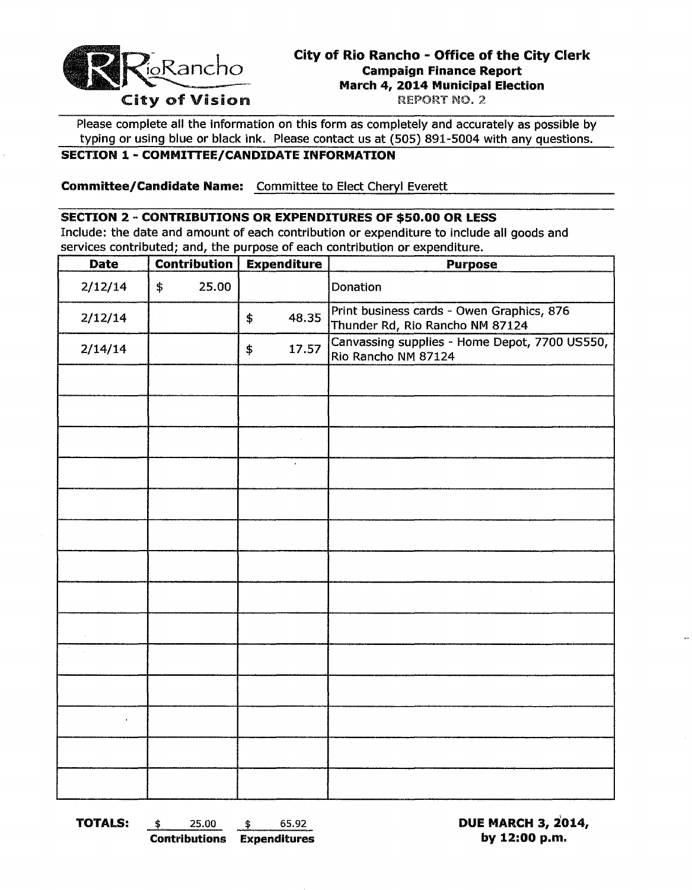RioRancho
City of Vision

# City of Rio Rancho - Office of the City Clerk

**Campaign Finance Report**
**March 4, 2014 Municipal Election**
REPORT NO. 2

Please complete all the information on this form as completely and accurately as possible by typing or using blue or black ink. Please contact us at (505) 891-5004 with any questions.

## SECTION 1 - COMMITTEE/CANDIDATE INFORMATION

**Committee/Candidate Name:** Committee to Elect Cheryl Everett

## SECTION 2 - CONTRIBUTIONS OR EXPENDITURES OF $50.00 OR LESS

Include: the date and amount of each contribution or expenditure to include all goods and services contributed; and, the purpose of each contribution or expenditure.

| Date | Contribution | Expenditure | Purpose |
|---|---|---|---|
| 2/12/14 | $ 25.00 | | Donation |
| 2/12/14 | | $ 48.35 | Print business cards - Owen Graphics, 876 Thunder Rd, Rio Rancho NM 87124 |
| 2/14/14 | | $ 17.57 | Canvassing supplies - Home Depot, 7700 US550, Rio Rancho NM 87124 |
| | | | |
| | | | |
| | | | |
| | | | |
| | | | |
| | | | |
| | | | |
| | | | |
| | | | |
| | | | |
| | | | |
| | | | |
| | | | |
| | | | |

**TOTALS:** $ 25.00 **Contributions** $ 65.92 **Expenditures**

**DUE MARCH 3, 2014, by 12:00 p.m.**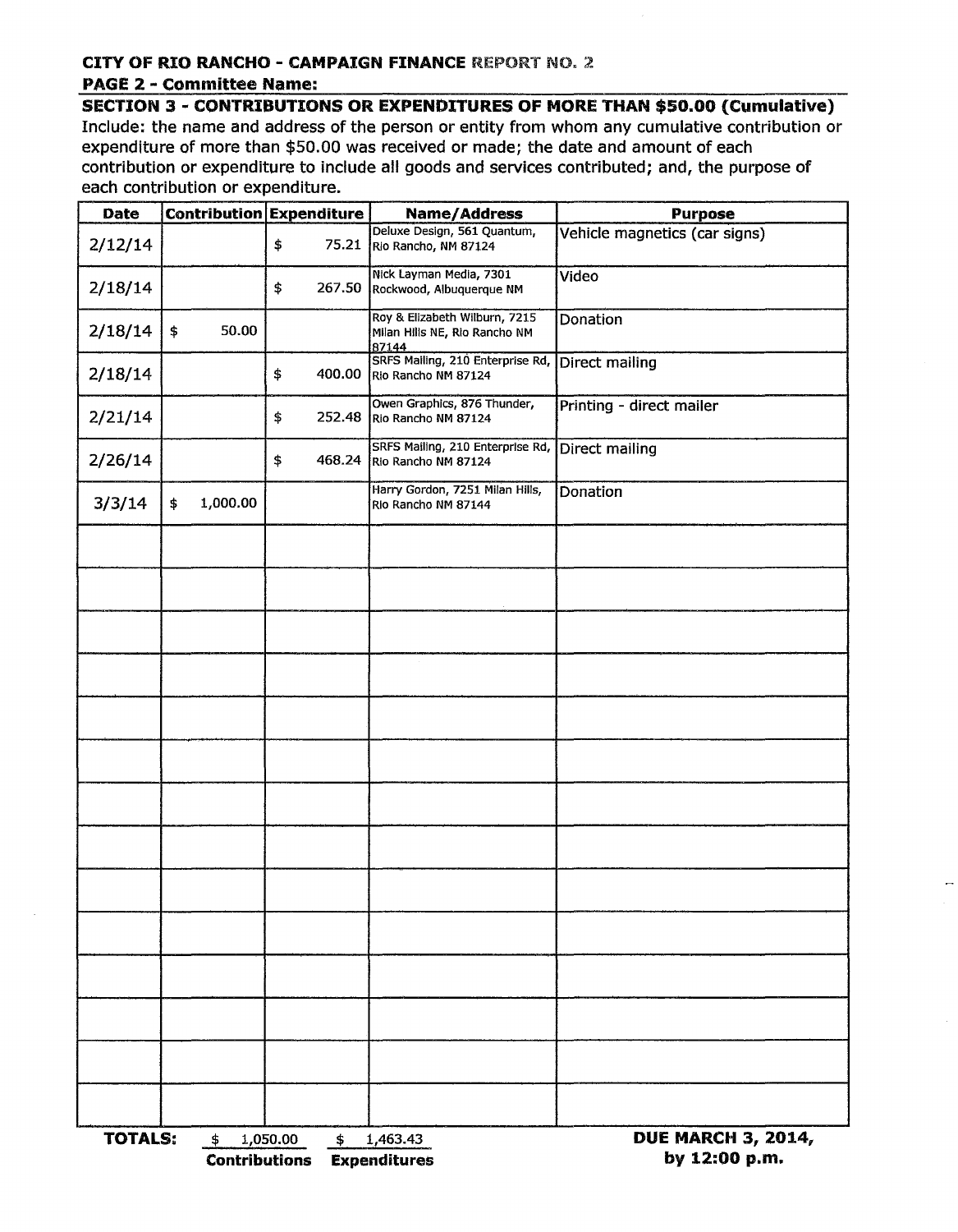**CITY OF RIO RANCHO - CAMPAIGN FINANCE REPORT NO. 2**

**PAGE 2 - Committee Name:**

**SECTION 3 - CONTRIBUTIONS OR EXPENDITURES OF MORE THAN $50.00 (Cumulative)**

Include: the name and address of the person or entity from whom any cumulative contribution or expenditure of more than $50.00 was received or made; the date and amount of each contribution or expenditure to include all goods and services contributed; and, the purpose of each contribution or expenditure.

| Date | Contribution | Expenditure | Name/Address | Purpose |
|---|---|---|---|---|
| 2/12/14 | | $ 75.21 | Deluxe Design, 561 Quantum, Rio Rancho, NM 87124 | Vehicle magnetics (car signs) |
| 2/18/14 | | $ 267.50 | Nick Layman Media, 7301 Rockwood, Albuquerque NM | Video |
| 2/18/14 | $ 50.00 | | Roy & Elizabeth Wilburn, 7215 Milan Hills NE, Rio Rancho NM 87144 | Donation |
| 2/18/14 | | $ 400.00 | SRFS Mailing, 210 Enterprise Rd, Rio Rancho NM 87124 | Direct mailing |
| 2/21/14 | | $ 252.48 | Owen Graphics, 876 Thunder, Rio Rancho NM 87124 | Printing - direct mailer |
| 2/26/14 | | $ 468.24 | SRFS Mailing, 210 Enterprise Rd, Rio Rancho NM 87124 | Direct mailing |
| 3/3/14 | $ 1,000.00 | | Harry Gordon, 7251 Milan Hills, Rio Rancho NM 87144 | Donation |
| | | | | |
| | | | | |
| | | | | |
| | | | | |
| | | | | |
| | | | | |
| | | | | |
| | | | | |
| | | | | |
| | | | | |
| | | | | |
| | | | | |
| | | | | |
| | | | | |

**TOTALS:** $ 1,050.00 **Contributions** $ 1,463.43 **Expenditures**

**DUE MARCH 3, 2014, by 12:00 p.m.**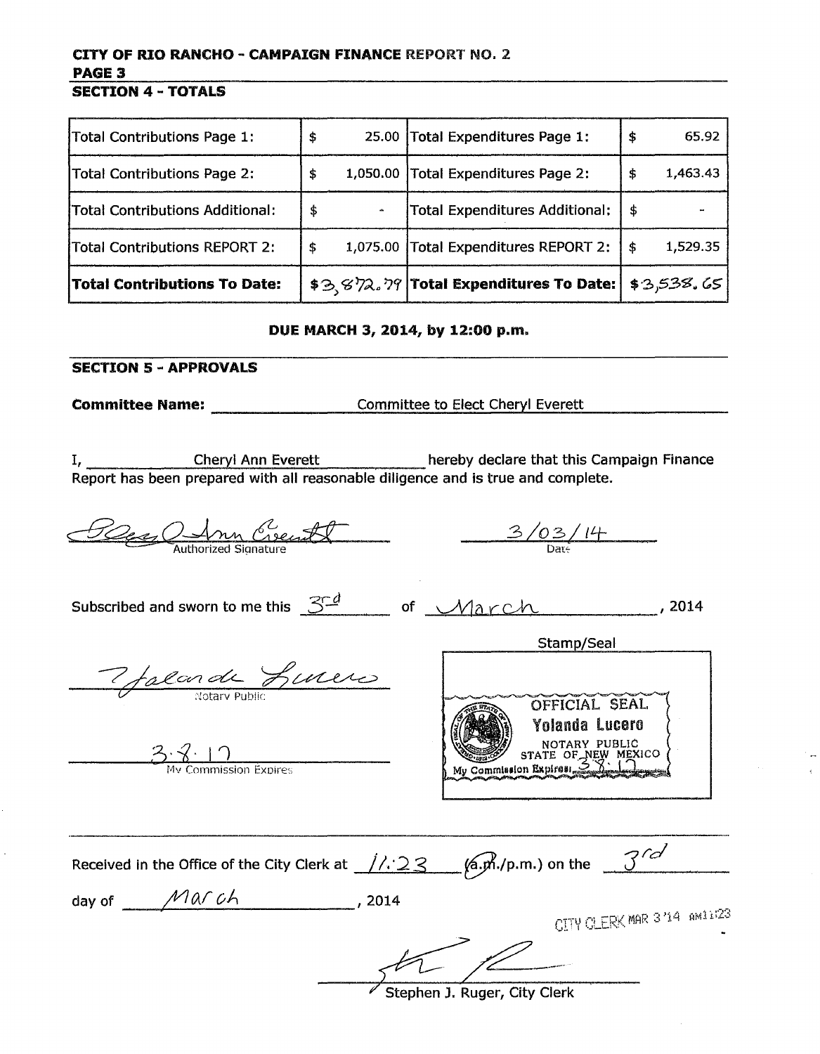**CITY OF RIO RANCHO - CAMPAIGN FINANCE REPORT NO. 2**
**PAGE 3**

## SECTION 4 - TOTALS

| | | | |
|---|---|---|---|
| Total Contributions Page 1: | $ 25.00 | Total Expenditures Page 1: | $ 65.92 |
| Total Contributions Page 2: | $ 1,050.00 | Total Expenditures Page 2: | $ 1,463.43 |
| Total Contributions Additional: | $ - | Total Expenditures Additional: | $ - |
| Total Contributions REPORT 2: | $ 1,075.00 | Total Expenditures REPORT 2: | $ 1,529.35 |
| **Total Contributions To Date:** | $3,872.79 | **Total Expenditures To Date:** | $3,538.65 |

**DUE MARCH 3, 2014, by 12:00 p.m.**

## SECTION 5 - APPROVALS

**Committee Name:** Committee to Elect Cheryl Everett

I, Cheryl Ann Everett hereby declare that this Campaign Finance Report has been prepared with all reasonable diligence and is true and complete.

Authorized Signature

3/03/14
Date

Subscribed and sworn to me this 3rd of March, 2014

Stamp/Seal

Notary Public

OFFICIAL SEAL
Yolanda Lucero
NOTARY PUBLIC
STATE OF NEW MEXICO
My Commission Expires: 3.8.17

3.8.17
My Commission Expires

Received in the Office of the City Clerk at 11:23 (a.m./p.m.) on the 3rd day of March, 2014

CITY CLERK MAR 3 '14 AM11:23

Stephen J. Ruger, City Clerk